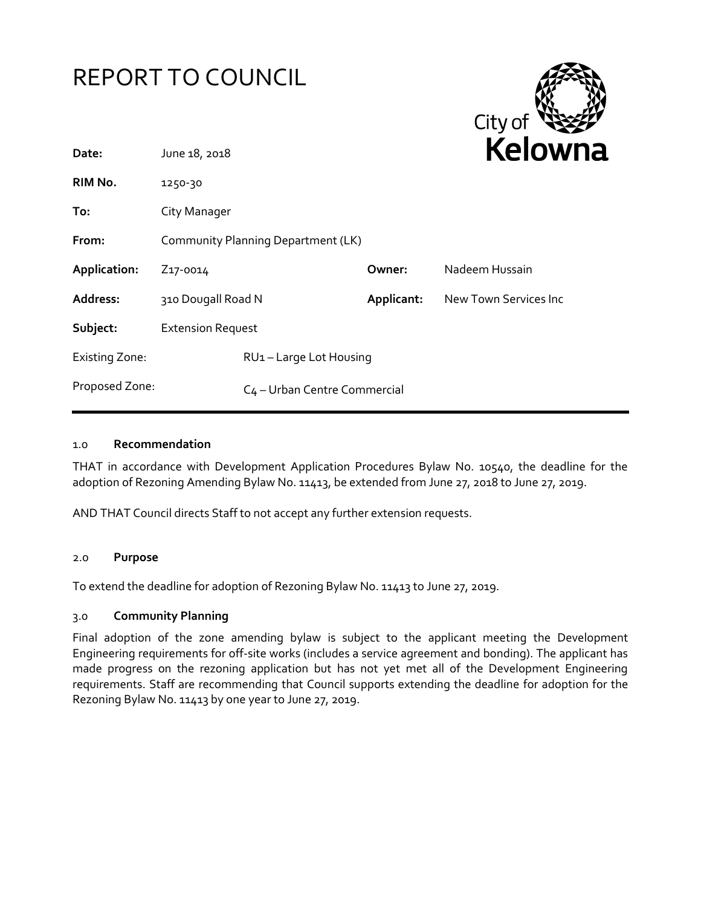# REPORT TO COUNCIL

City of Kelowna

| | | | |
|---|---|---|---|
| **Date:** | June 18, 2018 | | |
| **RIM No.** | 1250-30 | | |
| **To:** | City Manager | | |
| **From:** | Community Planning Department (LK) | | |
| **Application:** | Z17-0014 | **Owner:** | Nadeem Hussain |
| **Address:** | 310 Dougall Road N | **Applicant:** | New Town Services Inc |
| **Subject:** | Extension Request | | |
| Existing Zone: | RU1 – Large Lot Housing | | |
| Proposed Zone: | C4 – Urban Centre Commercial | | |

## 1.0 Recommendation

THAT in accordance with Development Application Procedures Bylaw No. 10540, the deadline for the adoption of Rezoning Amending Bylaw No. 11413, be extended from June 27, 2018 to June 27, 2019.

AND THAT Council directs Staff to not accept any further extension requests.

## 2.0 Purpose

To extend the deadline for adoption of Rezoning Bylaw No. 11413 to June 27, 2019.

## 3.0 Community Planning

Final adoption of the zone amending bylaw is subject to the applicant meeting the Development Engineering requirements for off-site works (includes a service agreement and bonding). The applicant has made progress on the rezoning application but has not yet met all of the Development Engineering requirements. Staff are recommending that Council supports extending the deadline for adoption for the Rezoning Bylaw No. 11413 by one year to June 27, 2019.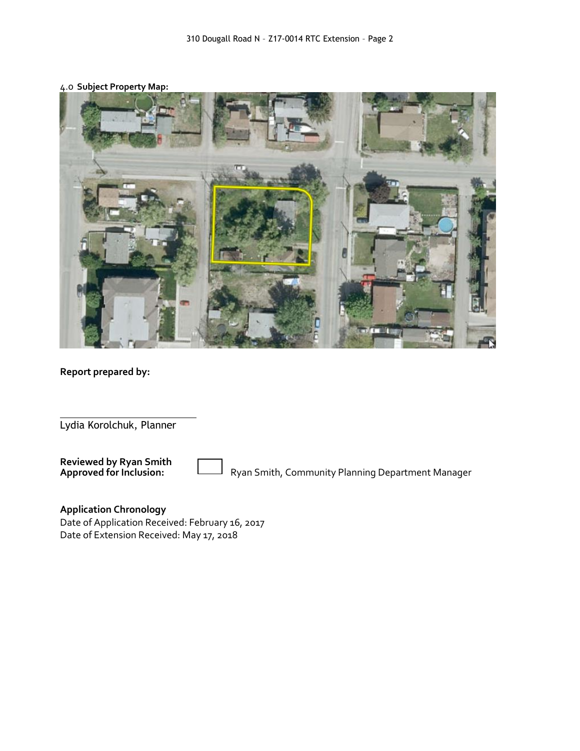4.0 **Subject Property Map:**

**Report prepared by:**

Lydia Korolchuk, Planner

**Reviewed by Ryan Smith**
**Approved for Inclusion:** Ryan Smith, Community Planning Department Manager

**Application Chronology**
Date of Application Received: February 16, 2017
Date of Extension Received: May 17, 2018